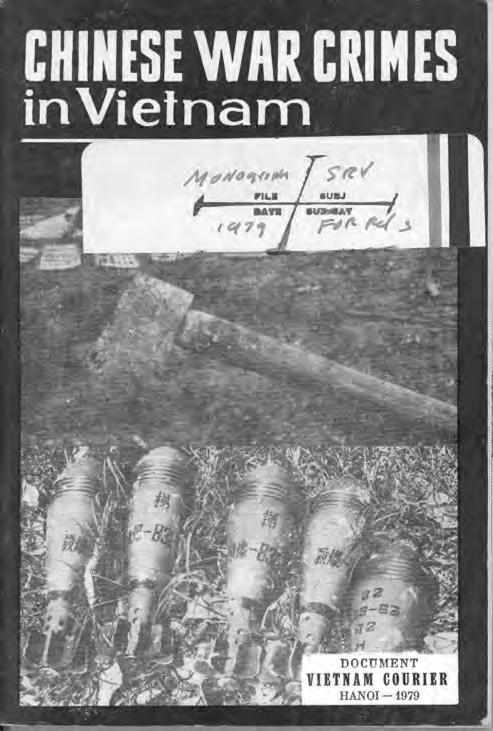# CHINESE WAR CRIMES in Vietnam

Monograph | SRV

FILE | SUBJ

DATE | SUB-CAT

1979 | FOR Rel 3

DOCUMENT

VIETNAM COURIER

HANOI — 1979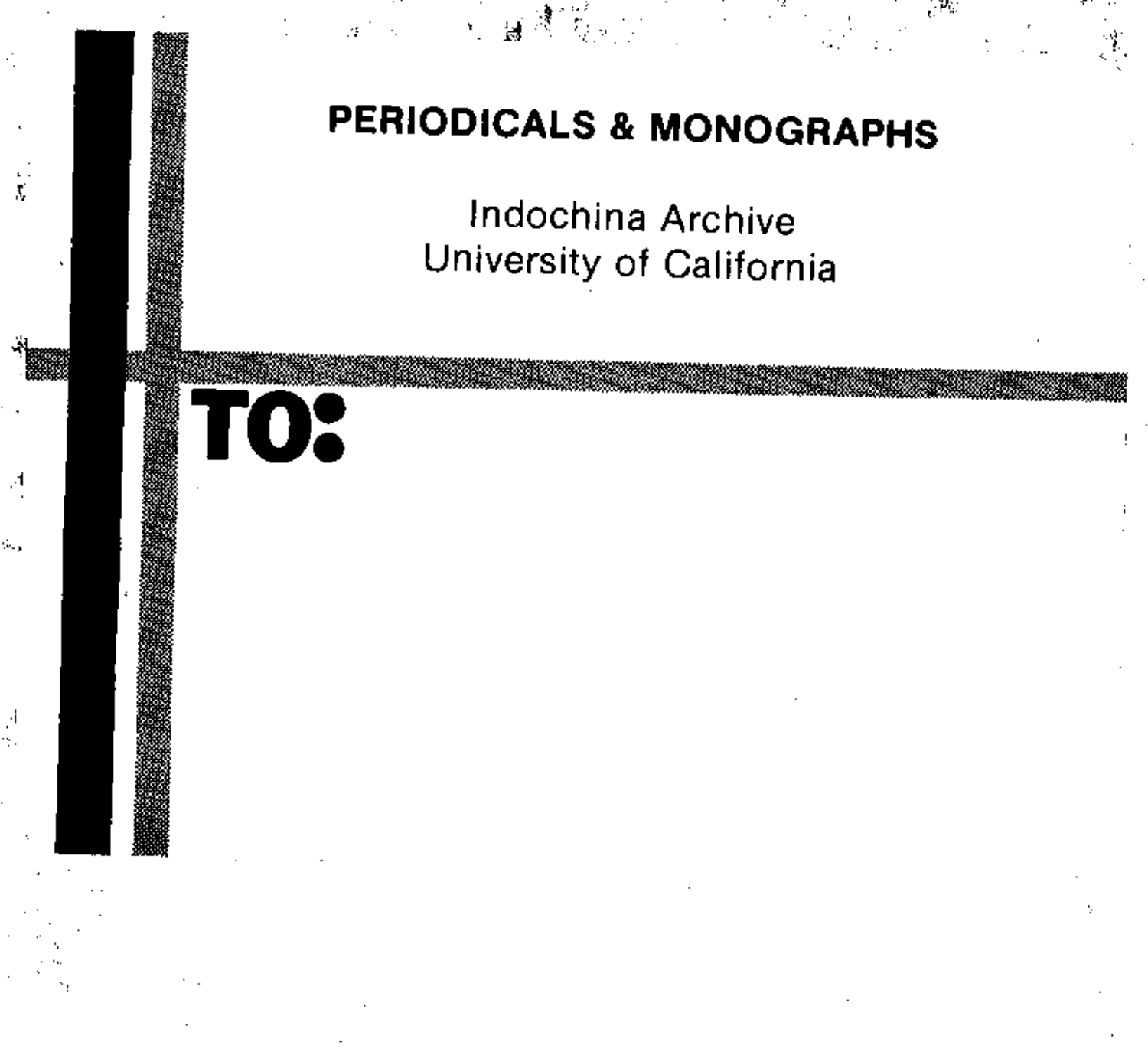# PERIODICALS & MONOGRAPHS

Indochina Archive
University of California

**TO:**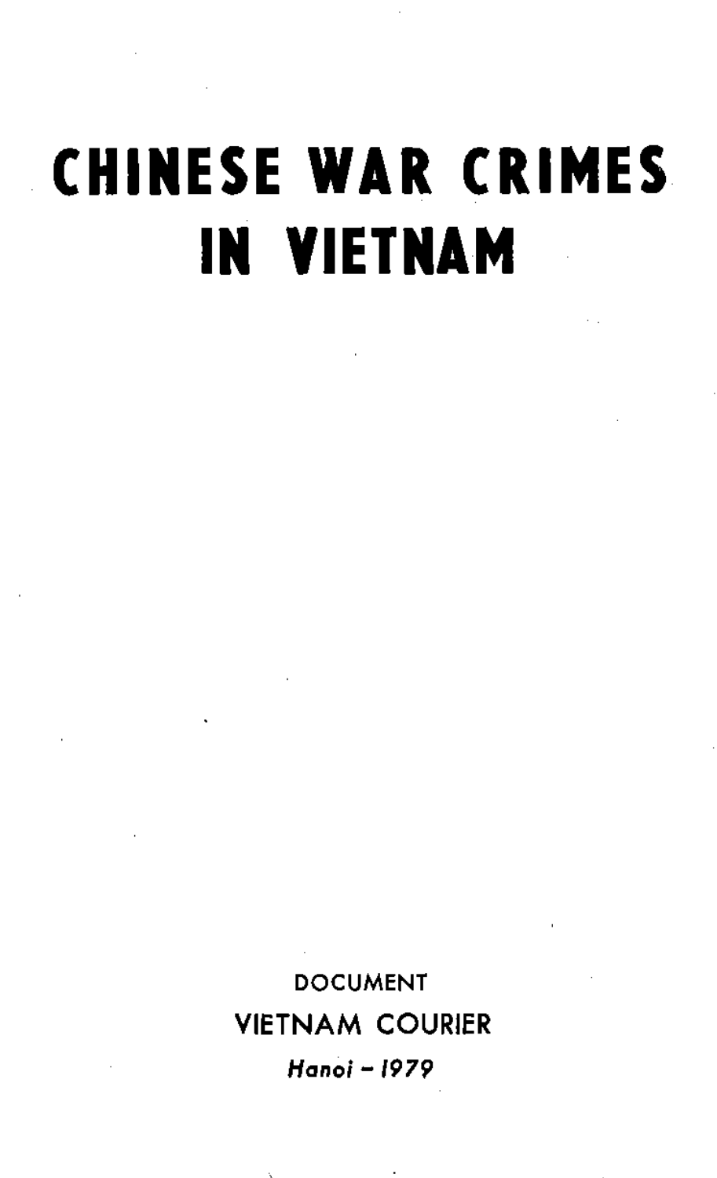# CHINESE WAR CRIMES IN VIETNAM

DOCUMENT

VIETNAM COURIER

*Hanoi – 1979*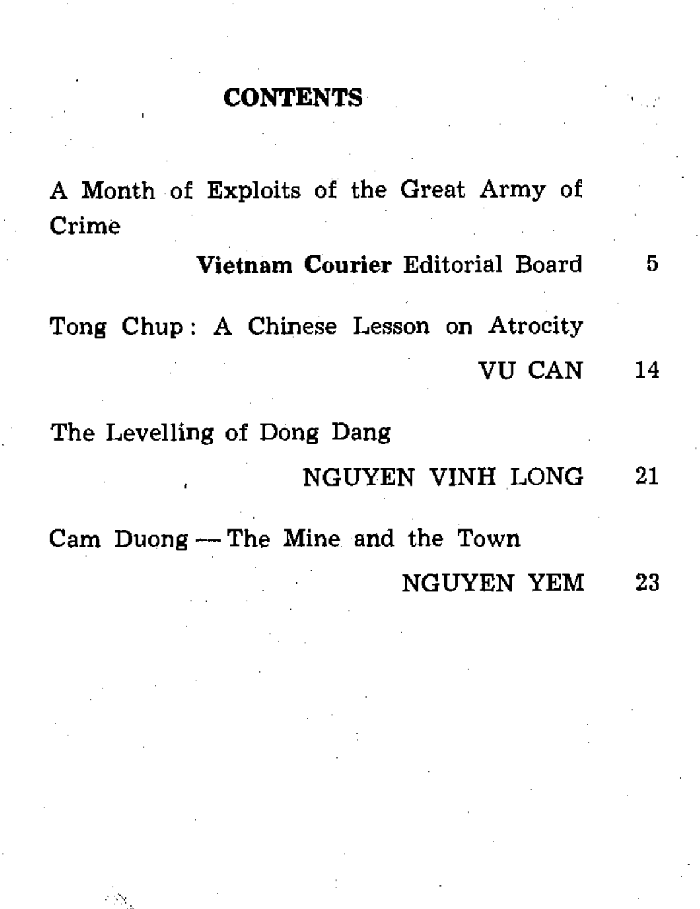# CONTENTS

| | |
|---|---|
| A Month of Exploits of the Great Army of Crime<br>**Vietnam Courier** Editorial Board | 5 |
| Tong Chup: A Chinese Lesson on Atrocity<br>VU CAN | 14 |
| The Levelling of Dong Dang<br>NGUYEN VINH LONG | 21 |
| Cam Duong — The Mine and the Town<br>NGUYEN YEM | 23 |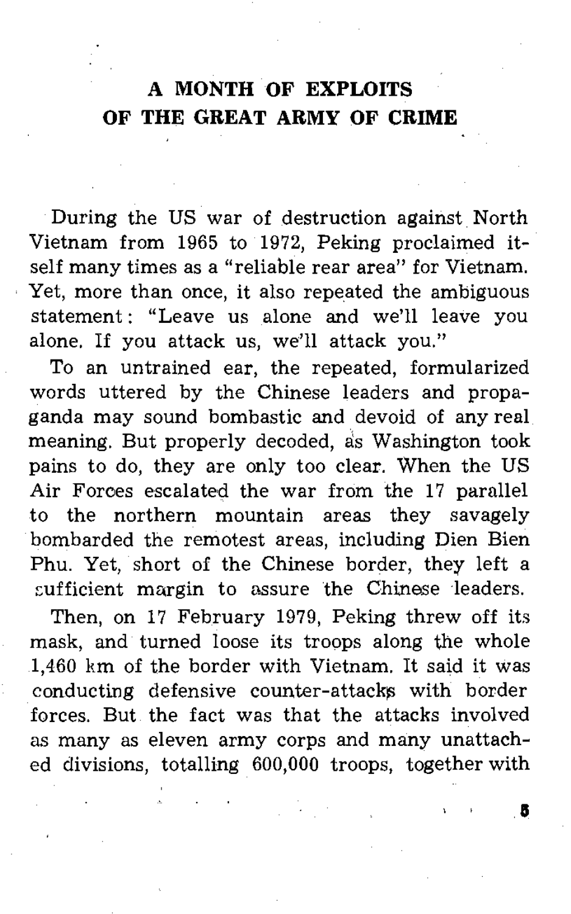# A MONTH OF EXPLOITS OF THE GREAT ARMY OF CRIME

During the US war of destruction against North Vietnam from 1965 to 1972, Peking proclaimed itself many times as a "reliable rear area" for Vietnam. Yet, more than once, it also repeated the ambiguous statement: "Leave us alone and we'll leave you alone. If you attack us, we'll attack you."

To an untrained ear, the repeated, formularized words uttered by the Chinese leaders and propaganda may sound bombastic and devoid of any real meaning. But properly decoded, as Washington took pains to do, they are only too clear. When the US Air Forces escalated the war from the 17 parallel to the northern mountain areas they savagely bombarded the remotest areas, including Dien Bien Phu. Yet, short of the Chinese border, they left a sufficient margin to assure the Chinese leaders.

Then, on 17 February 1979, Peking threw off its mask, and turned loose its troops along the whole 1,460 km of the border with Vietnam. It said it was conducting defensive counter-attacks with border forces. But the fact was that the attacks involved as many as eleven army corps and many unattached divisions, totalling 600,000 troops, together with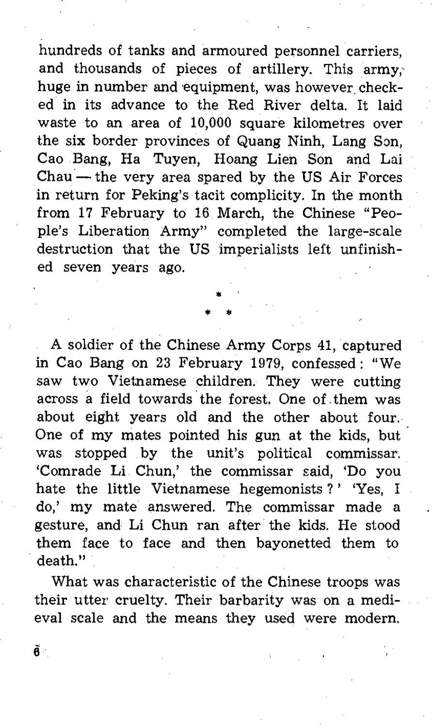hundreds of tanks and armoured personnel carriers, and thousands of pieces of artillery. This army, huge in number and equipment, was however checked in its advance to the Red River delta. It laid waste to an area of 10,000 square kilometres over the six border provinces of Quang Ninh, Lang Son, Cao Bang, Ha Tuyen, Hoang Lien Son and Lai Chau — the very area spared by the US Air Forces in return for Peking's tacit complicity. In the month from 17 February to 16 March, the Chinese "People's Liberation Army" completed the large-scale destruction that the US imperialists left unfinished seven years ago.

\*
\* \*

A soldier of the Chinese Army Corps 41, captured in Cao Bang on 23 February 1979, confessed: "We saw two Vietnamese children. They were cutting across a field towards the forest. One of them was about eight years old and the other about four. One of my mates pointed his gun at the kids, but was stopped by the unit's political commissar. 'Comrade Li Chun,' the commissar said, 'Do you hate the little Vietnamese hegemonists?' 'Yes, I do,' my mate answered. The commissar made a gesture, and Li Chun ran after the kids. He stood them face to face and then bayonetted them to death."

What was characteristic of the Chinese troops was their utter cruelty. Their barbarity was on a medieval scale and the means they used were modern.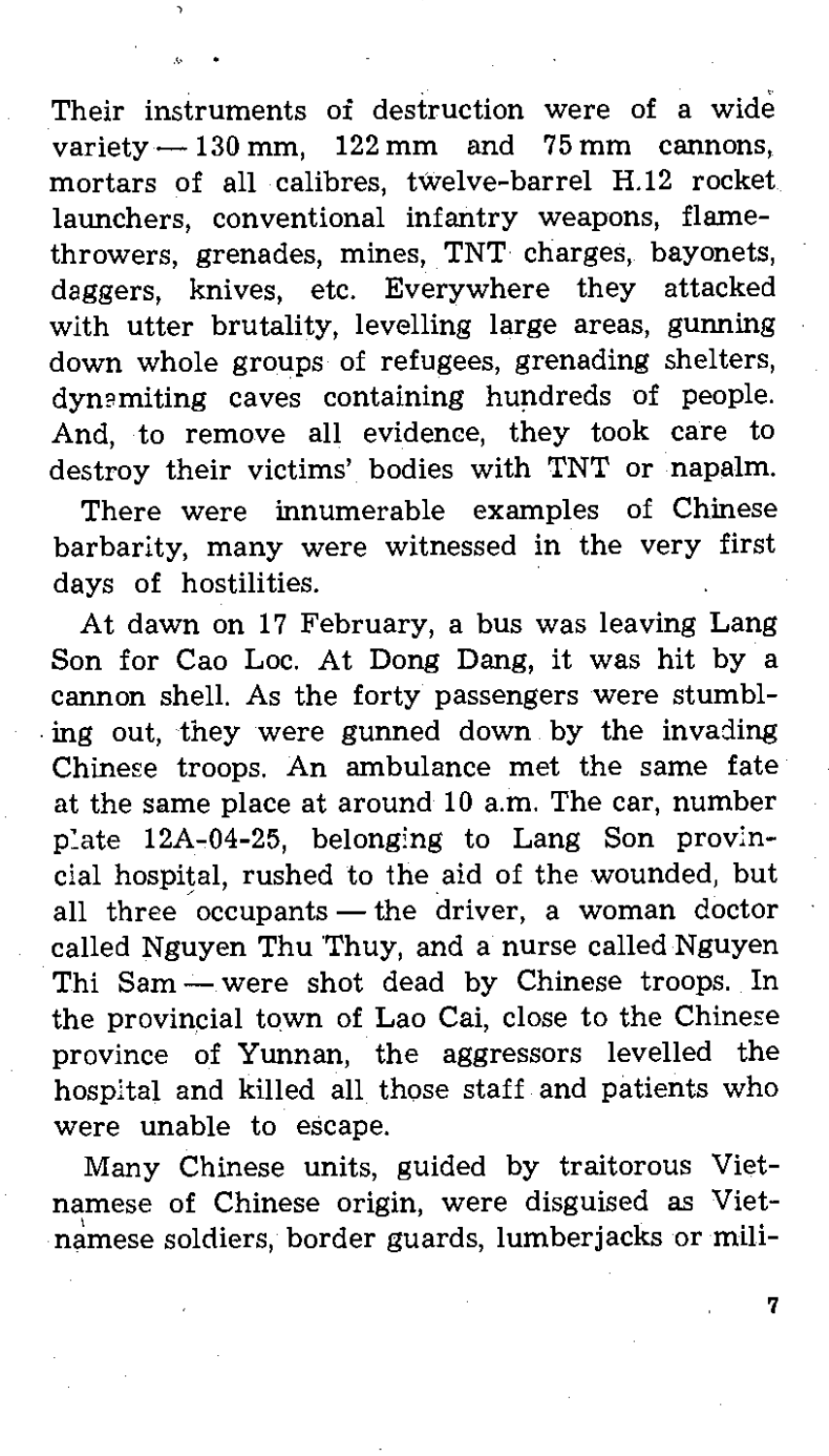Their instruments of destruction were of a wide variety — 130 mm, 122 mm and 75 mm cannons, mortars of all calibres, twelve-barrel H.12 rocket launchers, conventional infantry weapons, flame-throwers, grenades, mines, TNT charges, bayonets, daggers, knives, etc. Everywhere they attacked with utter brutality, levelling large areas, gunning down whole groups of refugees, grenading shelters, dynamiting caves containing hundreds of people. And, to remove all evidence, they took care to destroy their victims' bodies with TNT or napalm.

There were innumerable examples of Chinese barbarity, many were witnessed in the very first days of hostilities.

At dawn on 17 February, a bus was leaving Lang Son for Cao Loc. At Dong Dang, it was hit by a cannon shell. As the forty passengers were stumbling out, they were gunned down by the invading Chinese troops. An ambulance met the same fate at the same place at around 10 a.m. The car, number plate 12A-04-25, belonging to Lang Son provincial hospital, rushed to the aid of the wounded, but all three occupants — the driver, a woman doctor called Nguyen Thu Thuy, and a nurse called Nguyen Thi Sam — were shot dead by Chinese troops. In the provincial town of Lao Cai, close to the Chinese province of Yunnan, the aggressors levelled the hospital and killed all those staff and patients who were unable to escape.

Many Chinese units, guided by traitorous Vietnamese of Chinese origin, were disguised as Vietnamese soldiers, border guards, lumberjacks or mili-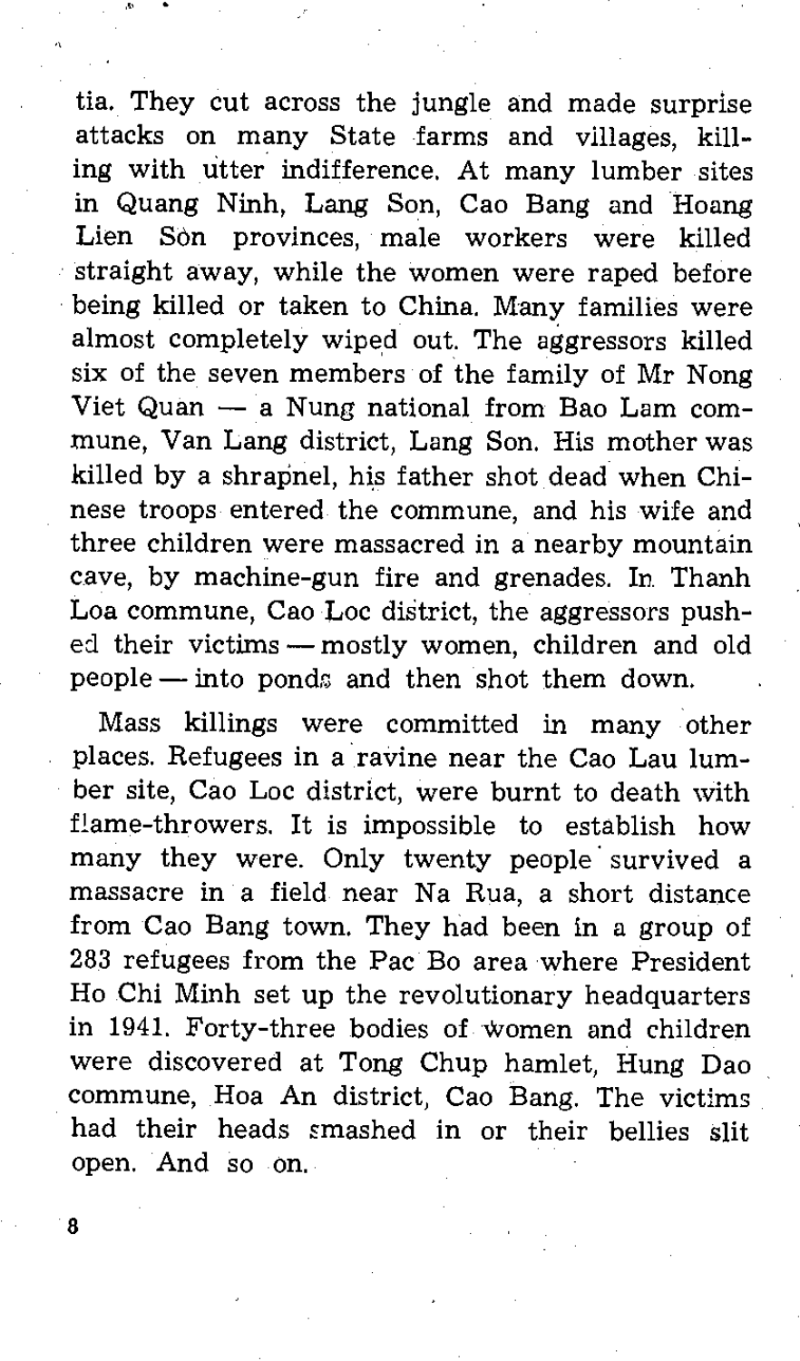tia. They cut across the jungle and made surprise attacks on many State farms and villages, killing with utter indifference. At many lumber sites in Quang Ninh, Lang Son, Cao Bang and Hoang Lien Sòn provinces, male workers were killed straight away, while the women were raped before being killed or taken to China. Many families were almost completely wiped out. The aggressors killed six of the seven members of the family of Mr Nong Viet Quan — a Nung national from Bao Lam commune, Van Lang district, Lang Son. His mother was killed by a shrapnel, his father shot dead when Chinese troops entered the commune, and his wife and three children were massacred in a nearby mountain cave, by machine-gun fire and grenades. In Thanh Loa commune, Cao Loc district, the aggressors pushed their victims — mostly women, children and old people — into ponds and then shot them down.

Mass killings were committed in many other places. Refugees in a ravine near the Cao Lau lumber site, Cao Loc district, were burnt to death with flame-throwers. It is impossible to establish how many they were. Only twenty people survived a massacre in a field near Na Rua, a short distance from Cao Bang town. They had been in a group of 283 refugees from the Pac Bo area where President Ho Chi Minh set up the revolutionary headquarters in 1941. Forty-three bodies of women and children were discovered at Tong Chup hamlet, Hung Dao commune, Hoa An district, Cao Bang. The victims had their heads smashed in or their bellies slit open. And so on.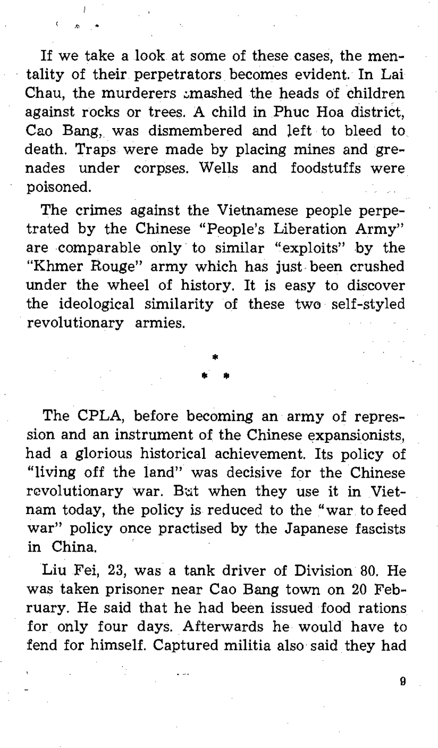If we take a look at some of these cases, the mentality of their perpetrators becomes evident. In Lai Chau, the murderers smashed the heads of children against rocks or trees. A child in Phuc Hoa district, Cao Bang, was dismembered and left to bleed to death. Traps were made by placing mines and grenades under corpses. Wells and foodstuffs were poisoned.

The crimes against the Vietnamese people perpetrated by the Chinese "People's Liberation Army" are comparable only to similar "exploits" by the "Khmer Rouge" army which has just been crushed under the wheel of history. It is easy to discover the ideological similarity of these two self-styled revolutionary armies.

\*
\* \*

The CPLA, before becoming an army of repression and an instrument of the Chinese expansionists, had a glorious historical achievement. Its policy of "living off the land" was decisive for the Chinese revolutionary war. But when they use it in Vietnam today, the policy is reduced to the "war to feed war" policy once practised by the Japanese fascists in China.

Liu Fei, 23, was a tank driver of Division 80. He was taken prisoner near Cao Bang town on 20 February. He said that he had been issued food rations for only four days. Afterwards he would have to fend for himself. Captured militia also said they had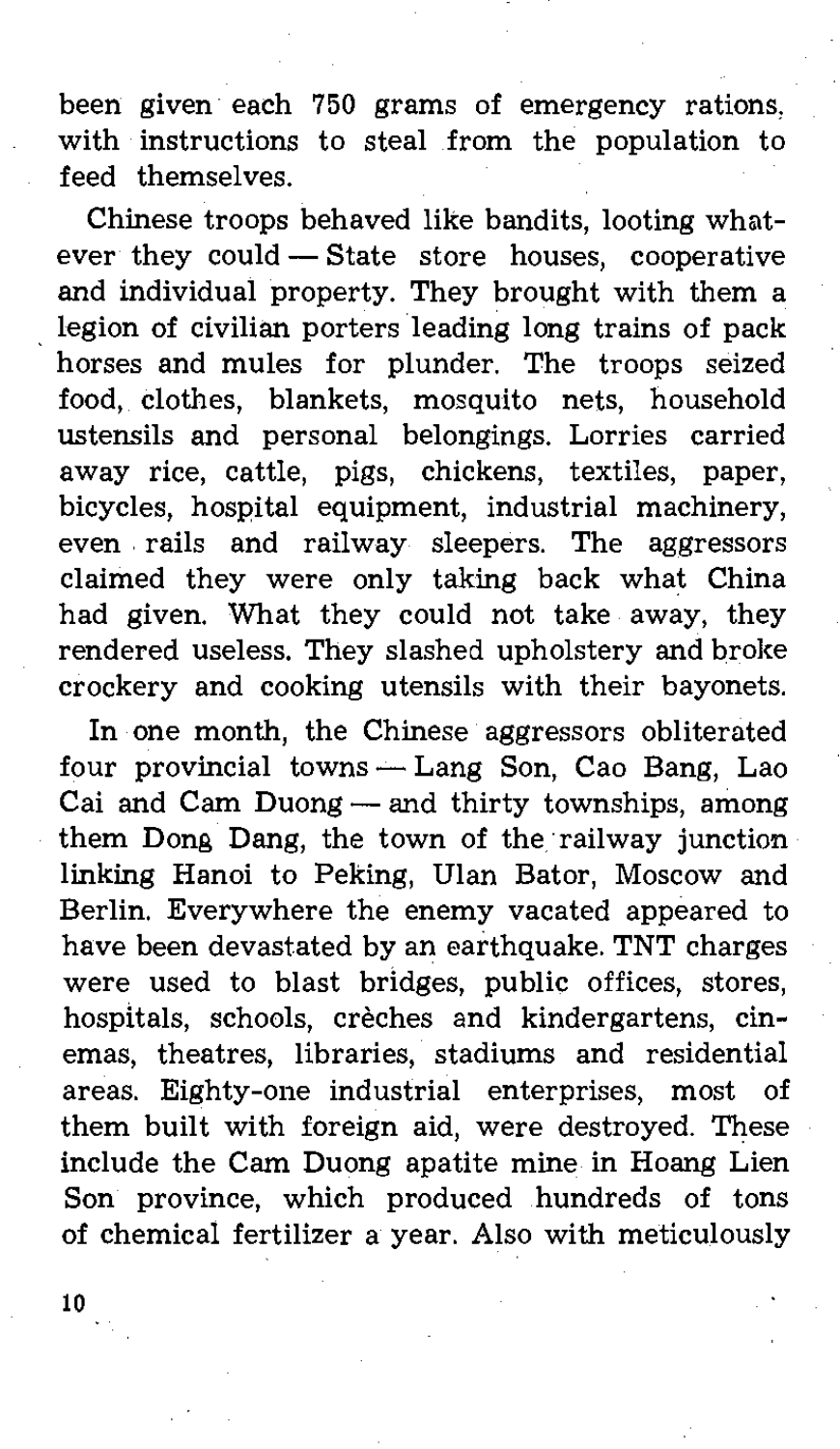been given each 750 grams of emergency rations, with instructions to steal from the population to feed themselves.

Chinese troops behaved like bandits, looting whatever they could — State store houses, cooperative and individual property. They brought with them a legion of civilian porters leading long trains of pack horses and mules for plunder. The troops seized food, clothes, blankets, mosquito nets, household ustensils and personal belongings. Lorries carried away rice, cattle, pigs, chickens, textiles, paper, bicycles, hospital equipment, industrial machinery, even rails and railway sleepers. The aggressors claimed they were only taking back what China had given. What they could not take away, they rendered useless. They slashed upholstery and broke crockery and cooking utensils with their bayonets.

In one month, the Chinese aggressors obliterated four provincial towns — Lang Son, Cao Bang, Lao Cai and Cam Duong — and thirty townships, among them Dong Dang, the town of the railway junction linking Hanoi to Peking, Ulan Bator, Moscow and Berlin. Everywhere the enemy vacated appeared to have been devastated by an earthquake. TNT charges were used to blast bridges, public offices, stores, hospitals, schools, crèches and kindergartens, cinemas, theatres, libraries, stadiums and residential areas. Eighty-one industrial enterprises, most of them built with foreign aid, were destroyed. These include the Cam Duong apatite mine in Hoang Lien Son province, which produced hundreds of tons of chemical fertilizer a year. Also with meticulously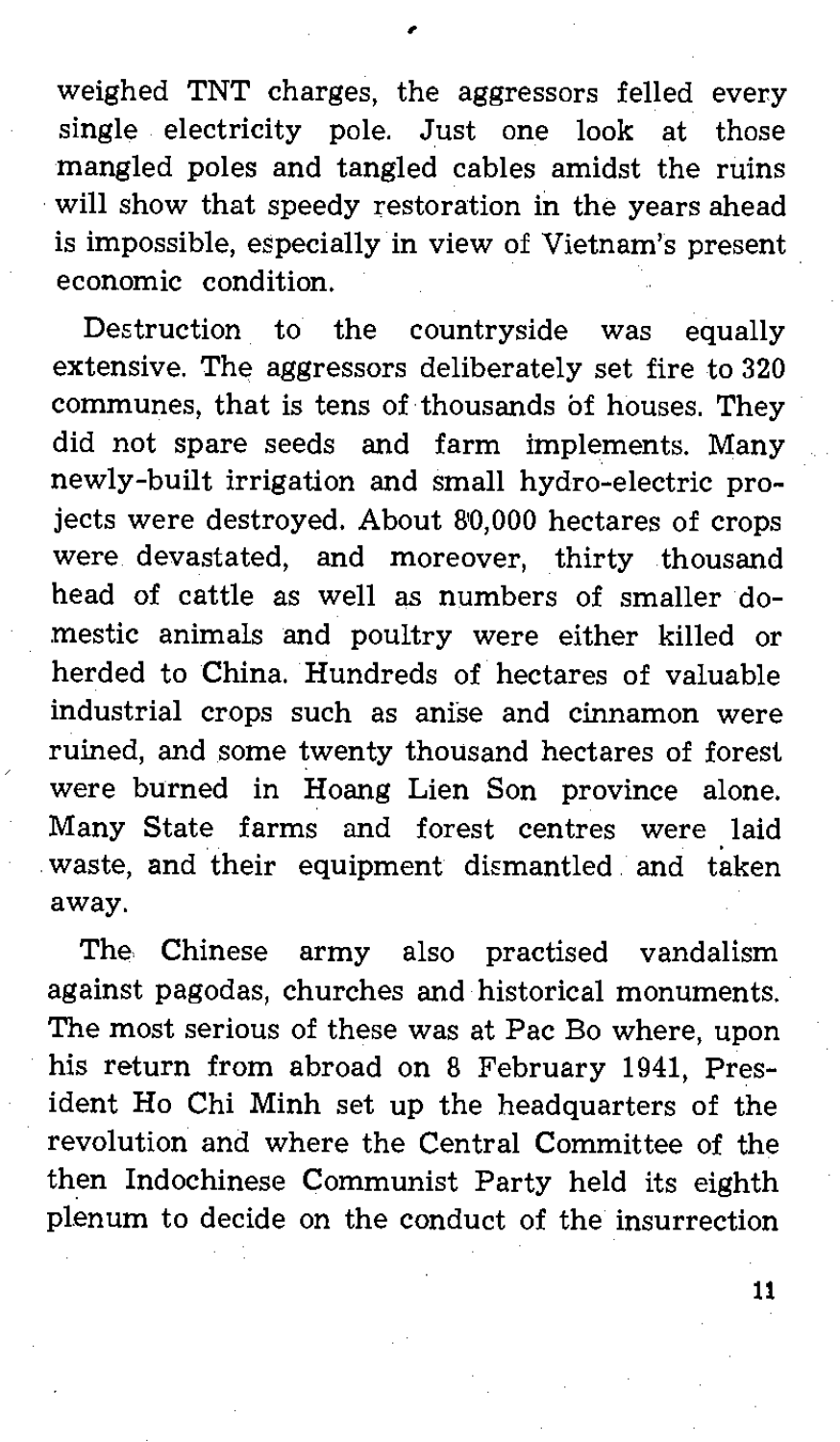weighed TNT charges, the aggressors felled every single electricity pole. Just one look at those mangled poles and tangled cables amidst the ruins will show that speedy restoration in the years ahead is impossible, especially in view of Vietnam's present economic condition.

Destruction to the countryside was equally extensive. The aggressors deliberately set fire to 320 communes, that is tens of thousands of houses. They did not spare seeds and farm implements. Many newly-built irrigation and small hydro-electric projects were destroyed. About 80,000 hectares of crops were devastated, and moreover, thirty thousand head of cattle as well as numbers of smaller domestic animals and poultry were either killed or herded to China. Hundreds of hectares of valuable industrial crops such as anise and cinnamon were ruined, and some twenty thousand hectares of forest were burned in Hoang Lien Son province alone. Many State farms and forest centres were laid waste, and their equipment dismantled and taken away.

The Chinese army also practised vandalism against pagodas, churches and historical monuments. The most serious of these was at Pac Bo where, upon his return from abroad on 8 February 1941, President Ho Chi Minh set up the headquarters of the revolution and where the Central Committee of the then Indochinese Communist Party held its eighth plenum to decide on the conduct of the insurrection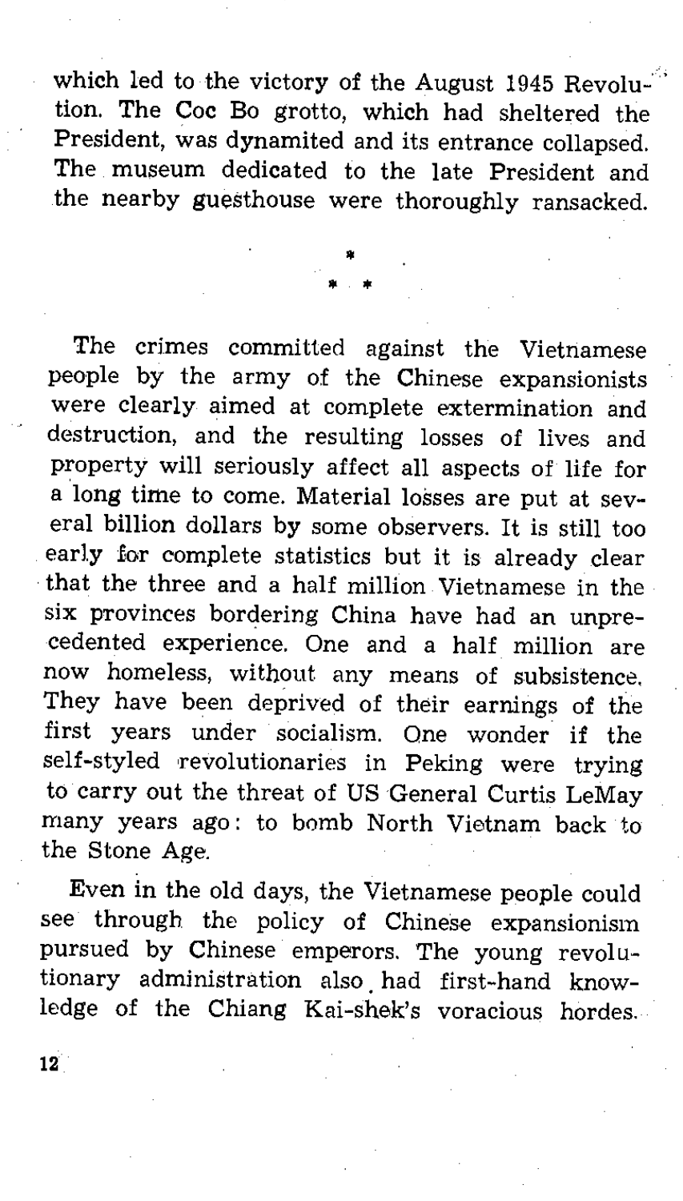which led to the victory of the August 1945 Revolution. The Coc Bo grotto, which had sheltered the President, was dynamited and its entrance collapsed. The museum dedicated to the late President and the nearby guesthouse were thoroughly ransacked.

\*
\* \*

The crimes committed against the Vietnamese people by the army of the Chinese expansionists were clearly aimed at complete extermination and destruction, and the resulting losses of lives and property will seriously affect all aspects of life for a long time to come. Material losses are put at several billion dollars by some observers. It is still too early for complete statistics but it is already clear that the three and a half million Vietnamese in the six provinces bordering China have had an unprecedented experience. One and a half million are now homeless, without any means of subsistence. They have been deprived of their earnings of the first years under socialism. One wonder if the self-styled revolutionaries in Peking were trying to carry out the threat of US General Curtis LeMay many years ago: to bomb North Vietnam back to the Stone Age.

Even in the old days, the Vietnamese people could see through the policy of Chinese expansionism pursued by Chinese emperors. The young revolutionary administration also had first-hand knowledge of the Chiang Kai-shek's voracious hordes.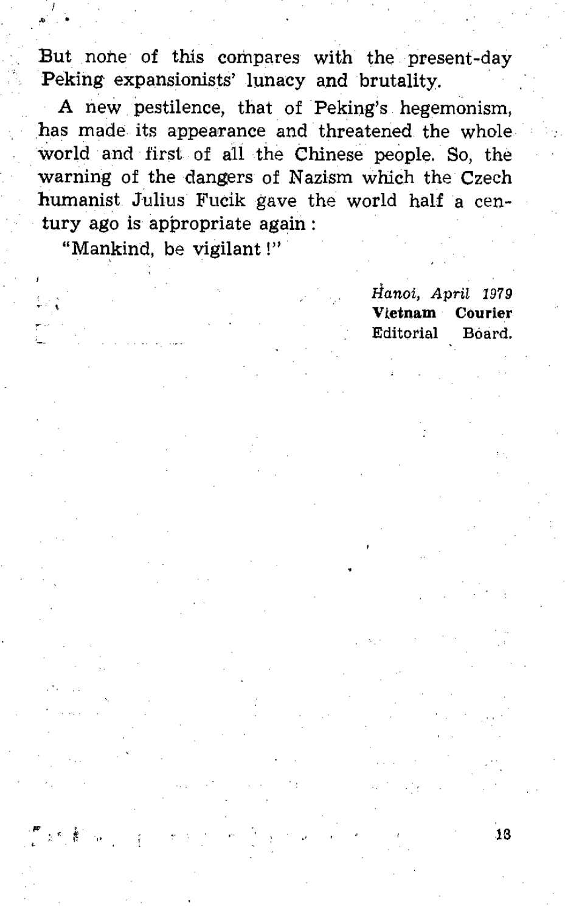But none of this compares with the present-day Peking expansionists' lunacy and brutality.

A new pestilence, that of Peking's hegemonism, has made its appearance and threatened the whole world and first of all the Chinese people. So, the warning of the dangers of Nazism which the Czech humanist Julius Fucik gave the world half a century ago is appropriate again :

"Mankind, be vigilant !"

*Hanoi, April 1979*  
**Vietnam Courier**  
Editorial Board.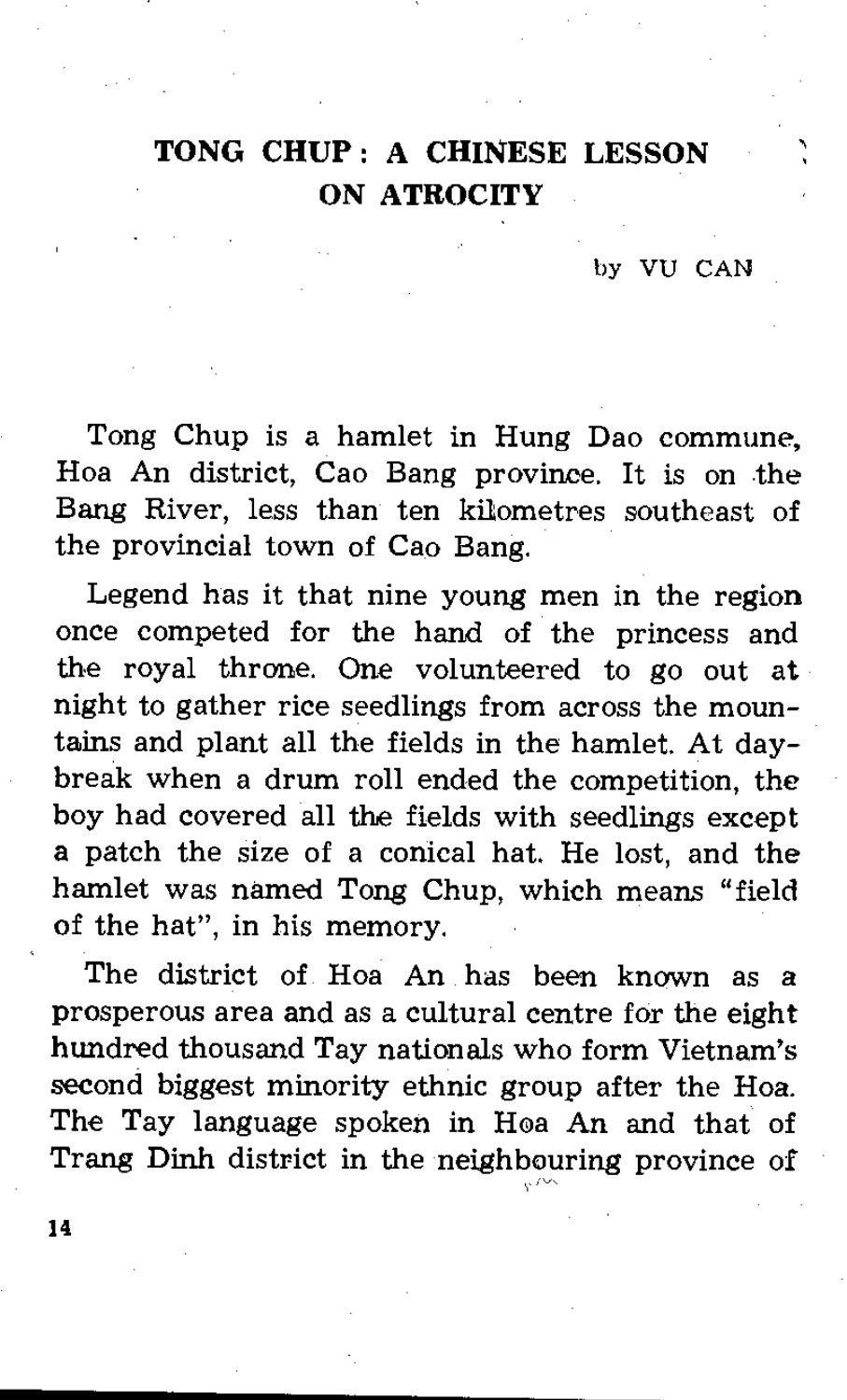# TONG CHUP: A CHINESE LESSON ON ATROCITY

by VU CAN

Tong Chup is a hamlet in Hung Dao commune, Hoa An district, Cao Bang province. It is on the Bang River, less than ten kilometres southeast of the provincial town of Cao Bang.

Legend has it that nine young men in the region once competed for the hand of the princess and the royal throne. One volunteered to go out at night to gather rice seedlings from across the mountains and plant all the fields in the hamlet. At daybreak when a drum roll ended the competition, the boy had covered all the fields with seedlings except a patch the size of a conical hat. He lost, and the hamlet was named Tong Chup, which means "field of the hat", in his memory.

The district of Hoa An has been known as a prosperous area and as a cultural centre for the eight hundred thousand Tay nationals who form Vietnam's second biggest minority ethnic group after the Hoa. The Tay language spoken in Hoa An and that of Trang Dinh district in the neighbouring province of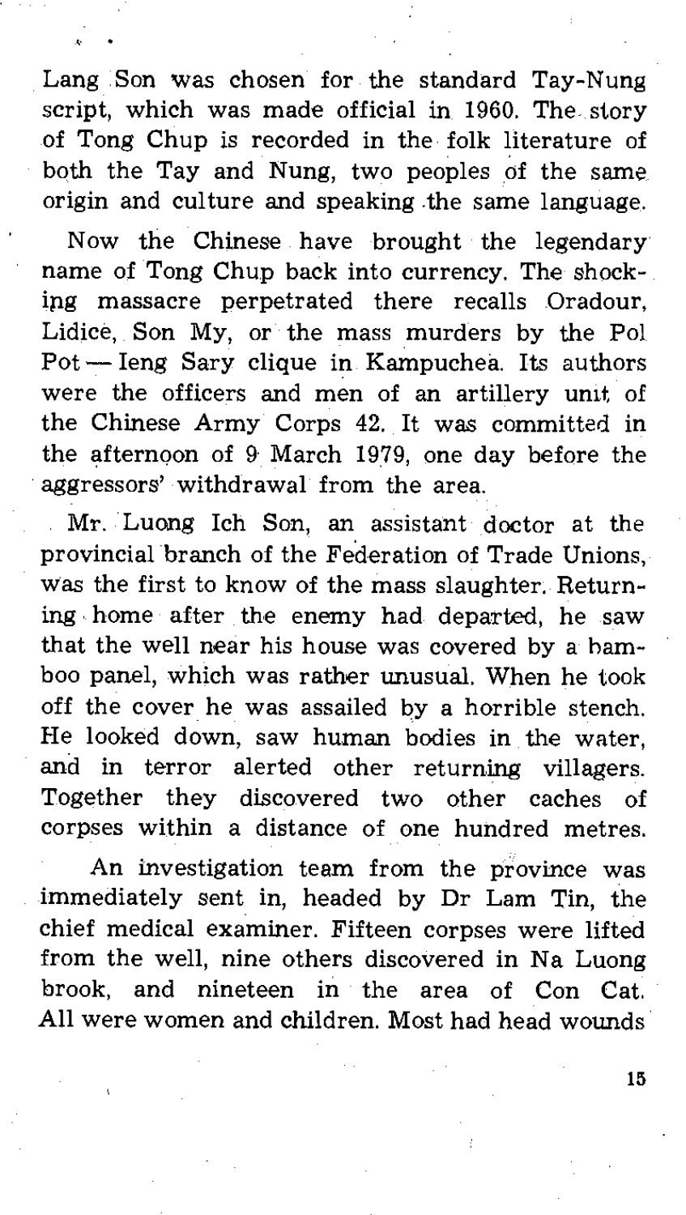Lang Son was chosen for the standard Tay-Nung script, which was made official in 1960. The story of Tong Chup is recorded in the folk literature of both the Tay and Nung, two peoples of the same origin and culture and speaking the same language.

Now the Chinese have brought the legendary name of Tong Chup back into currency. The shocking massacre perpetrated there recalls Oradour, Lidice, Son My, or the mass murders by the Pol Pot — Ieng Sary clique in Kampuchea. Its authors were the officers and men of an artillery unit of the Chinese Army Corps 42. It was committed in the afternoon of 9 March 1979, one day before the aggressors' withdrawal from the area.

Mr. Luong Ich Son, an assistant doctor at the provincial branch of the Federation of Trade Unions, was the first to know of the mass slaughter. Returning home after the enemy had departed, he saw that the well near his house was covered by a bamboo panel, which was rather unusual. When he took off the cover he was assailed by a horrible stench. He looked down, saw human bodies in the water, and in terror alerted other returning villagers. Together they discovered two other caches of corpses within a distance of one hundred metres.

An investigation team from the province was immediately sent in, headed by Dr Lam Tin, the chief medical examiner. Fifteen corpses were lifted from the well, nine others discovered in Na Luong brook, and nineteen in the area of Con Cat. All were women and children. Most had head wounds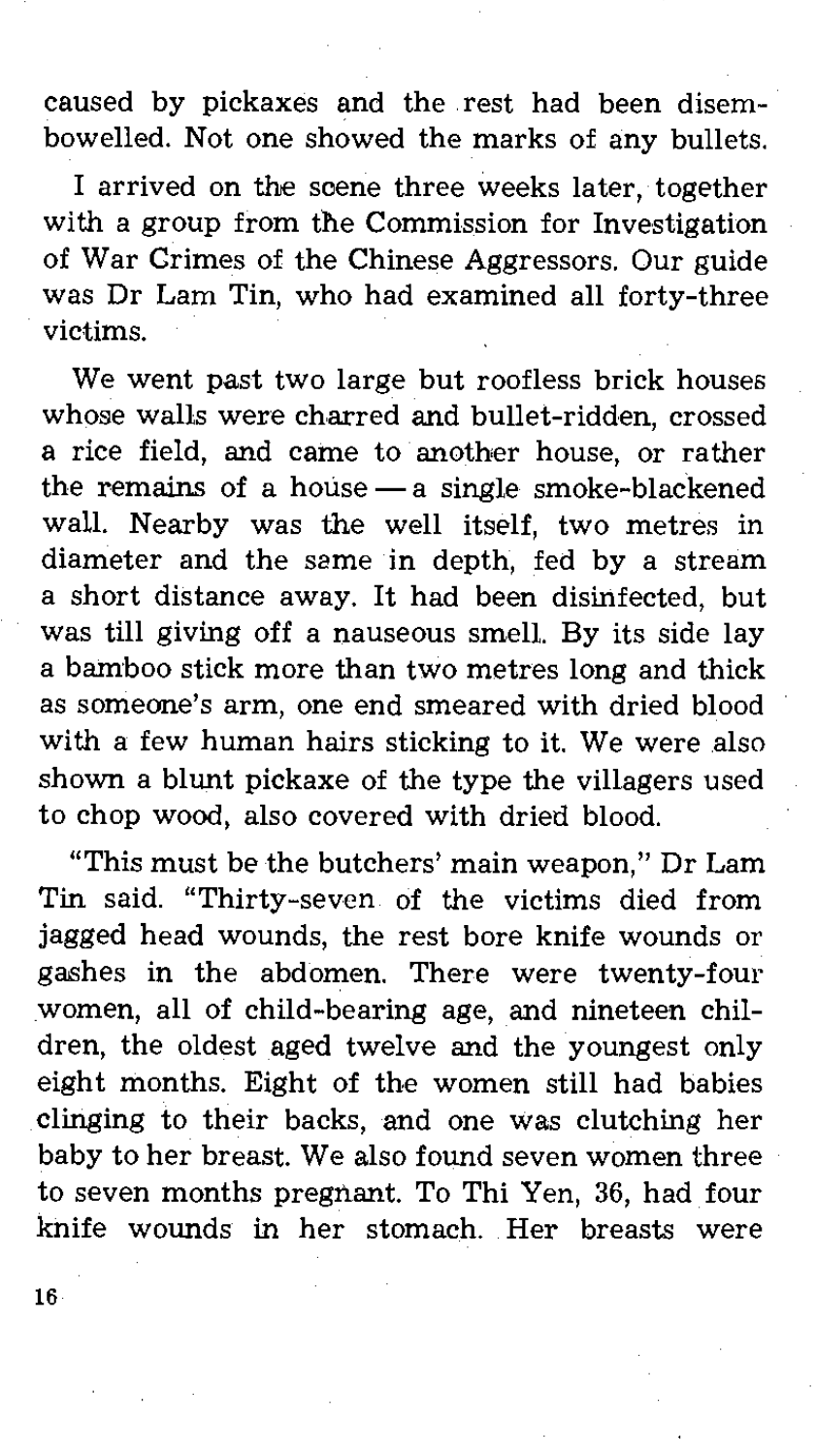caused by pickaxes and the rest had been disembowelled. Not one showed the marks of any bullets.

I arrived on the scene three weeks later, together with a group from the Commission for Investigation of War Crimes of the Chinese Aggressors. Our guide was Dr Lam Tin, who had examined all forty-three victims.

We went past two large but roofless brick houses whose walls were charred and bullet-ridden, crossed a rice field, and came to another house, or rather the remains of a house — a single smoke-blackened wall. Nearby was the well itself, two metres in diameter and the same in depth, fed by a stream a short distance away. It had been disinfected, but was till giving off a nauseous smell. By its side lay a bamboo stick more than two metres long and thick as someone's arm, one end smeared with dried blood with a few human hairs sticking to it. We were also shown a blunt pickaxe of the type the villagers used to chop wood, also covered with dried blood.

"This must be the butchers' main weapon," Dr Lam Tin said. "Thirty-seven of the victims died from jagged head wounds, the rest bore knife wounds or gashes in the abdomen. There were twenty-four women, all of child-bearing age, and nineteen children, the oldest aged twelve and the youngest only eight months. Eight of the women still had babies clinging to their backs, and one was clutching her baby to her breast. We also found seven women three to seven months pregnant. To Thi Yen, 36, had four knife wounds in her stomach. Her breasts were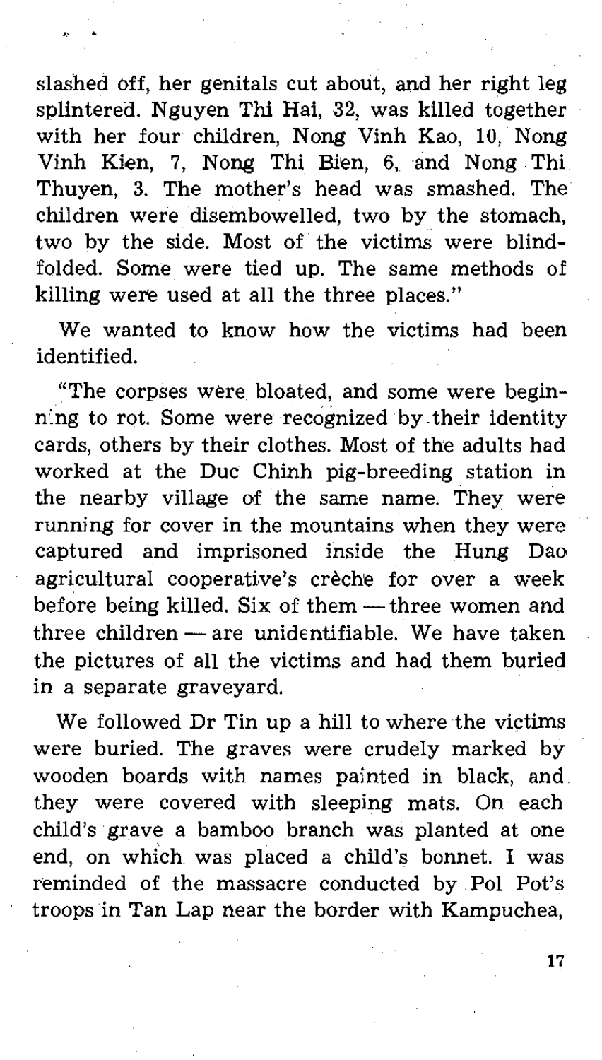slashed off, her genitals cut about, and her right leg splintered. Nguyen Thi Hai, 32, was killed together with her four children, Nong Vinh Kao, 10, Nong Vinh Kien, 7, Nong Thi Bien, 6, and Nong Thi Thuyen, 3. The mother's head was smashed. The children were disembowelled, two by the stomach, two by the side. Most of the victims were blindfolded. Some were tied up. The same methods of killing were used at all the three places."

We wanted to know how the victims had been identified.

"The corpses were bloated, and some were beginning to rot. Some were recognized by their identity cards, others by their clothes. Most of the adults had worked at the Duc Chinh pig-breeding station in the nearby village of the same name. They were running for cover in the mountains when they were captured and imprisoned inside the Hung Dao agricultural cooperative's crèche for over a week before being killed. Six of them — three women and three children — are unidentifiable. We have taken the pictures of all the victims and had them buried in a separate graveyard.

We followed Dr Tin up a hill to where the victims were buried. The graves were crudely marked by wooden boards with names painted in black, and they were covered with sleeping mats. On each child's grave a bamboo branch was planted at one end, on which was placed a child's bonnet. I was reminded of the massacre conducted by Pol Pot's troops in Tan Lap near the border with Kampuchea,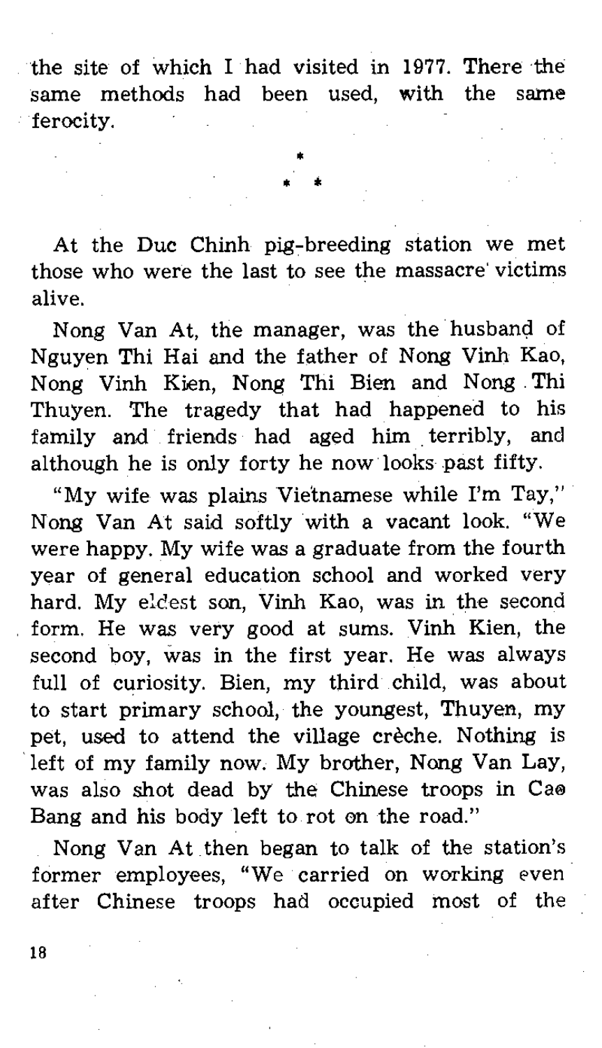the site of which I had visited in 1977. There the same methods had been used, with the same ferocity.

\*
\* \*

At the Duc Chinh pig-breeding station we met those who were the last to see the massacre victims alive.

Nong Van At, the manager, was the husband of Nguyen Thi Hai and the father of Nong Vinh Kao, Nong Vinh Kien, Nong Thi Bien and Nong Thi Thuyen. The tragedy that had happened to his family and friends had aged him terribly, and although he is only forty he now looks past fifty.

"My wife was plains Vietnamese while I'm Tay," Nong Van At said softly with a vacant look. "We were happy. My wife was a graduate from the fourth year of general education school and worked very hard. My eldest son, Vinh Kao, was in the second form. He was very good at sums. Vinh Kien, the second boy, was in the first year. He was always full of curiosity. Bien, my third child, was about to start primary school, the youngest, Thuyen, my pet, used to attend the village crèche. Nothing is left of my family now. My brother, Nong Van Lay, was also shot dead by the Chinese troops in Cao Bang and his body left to rot on the road."

Nong Van At then began to talk of the station's former employees, "We carried on working even after Chinese troops had occupied most of the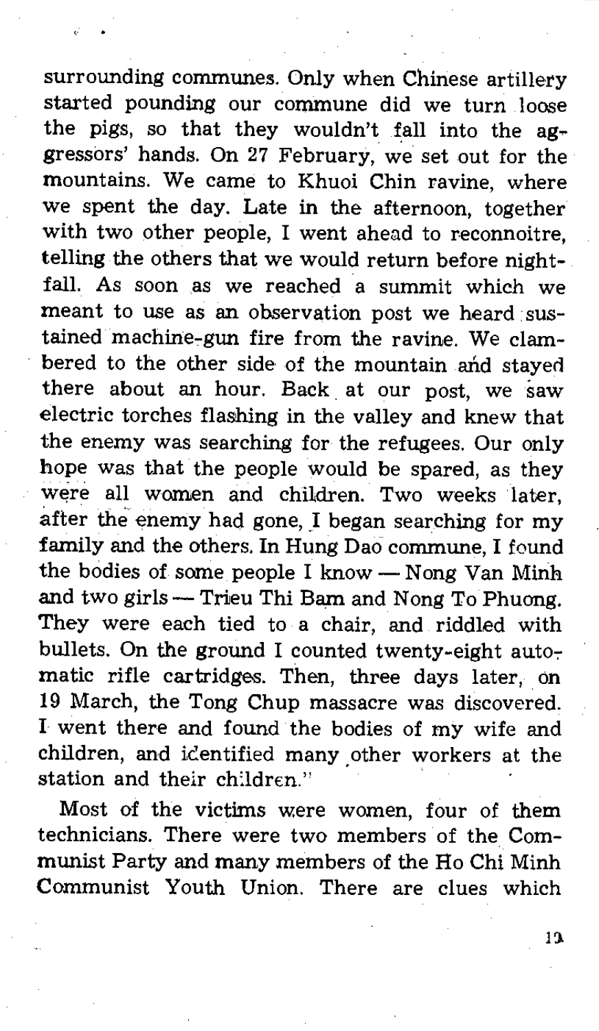surrounding communes. Only when Chinese artillery started pounding our commune did we turn loose the pigs, so that they wouldn't fall into the aggressors' hands. On 27 February, we set out for the mountains. We came to Khuoi Chin ravine, where we spent the day. Late in the afternoon, together with two other people, I went ahead to reconnoitre, telling the others that we would return before nightfall. As soon as we reached a summit which we meant to use as an observation post we heard sustained machine-gun fire from the ravine. We clambered to the other side of the mountain and stayed there about an hour. Back at our post, we saw electric torches flashing in the valley and knew that the enemy was searching for the refugees. Our only hope was that the people would be spared, as they were all women and children. Two weeks later, after the enemy had gone, I began searching for my family and the others. In Hung Dao commune, I found the bodies of some people I know — Nong Van Minh and two girls — Trieu Thi Bam and Nong To Phuong. They were each tied to a chair, and riddled with bullets. On the ground I counted twenty-eight automatic rifle cartridges. Then, three days later, on 19 March, the Tong Chup massacre was discovered. I went there and found the bodies of my wife and children, and identified many other workers at the station and their children."

Most of the victims were women, four of them technicians. There were two members of the Communist Party and many members of the Ho Chi Minh Communist Youth Union. There are clues which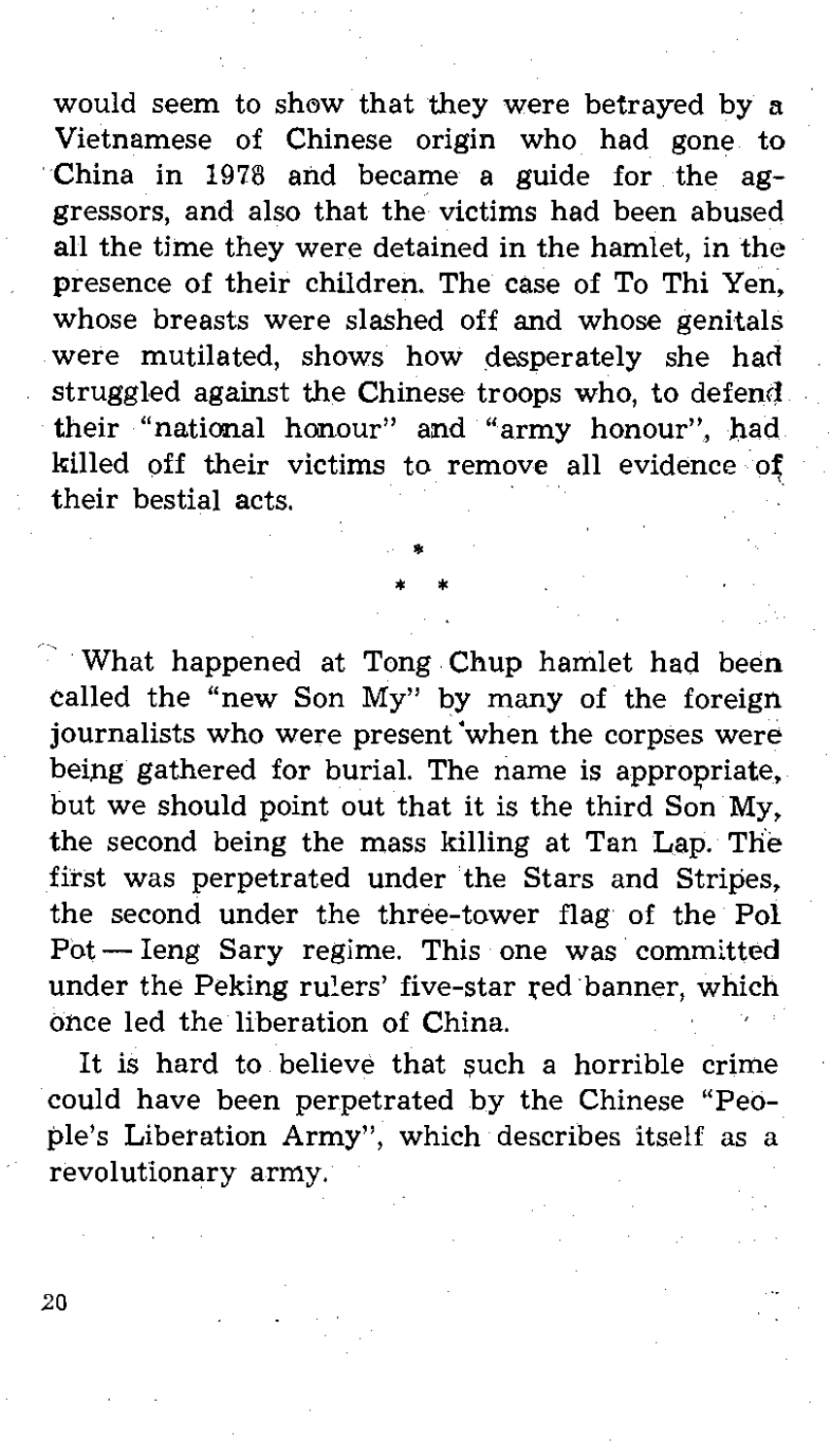would seem to show that they were betrayed by a Vietnamese of Chinese origin who had gone to China in 1978 and became a guide for the aggressors, and also that the victims had been abused all the time they were detained in the hamlet, in the presence of their children. The case of To Thi Yen, whose breasts were slashed off and whose genitals were mutilated, shows how desperately she had struggled against the Chinese troops who, to defend their "national honour" and "army honour", had killed off their victims to remove all evidence of their bestial acts.

\*

\* \*

What happened at Tong Chup hamlet had been called the "new Son My" by many of the foreign journalists who were present when the corpses were being gathered for burial. The name is appropriate, but we should point out that it is the third Son My, the second being the mass killing at Tan Lap. The first was perpetrated under the Stars and Stripes, the second under the three-tower flag of the Pol Pot — Ieng Sary regime. This one was committed under the Peking rulers' five-star red banner, which once led the liberation of China.

It is hard to believe that such a horrible crime could have been perpetrated by the Chinese "People's Liberation Army", which describes itself as a revolutionary army.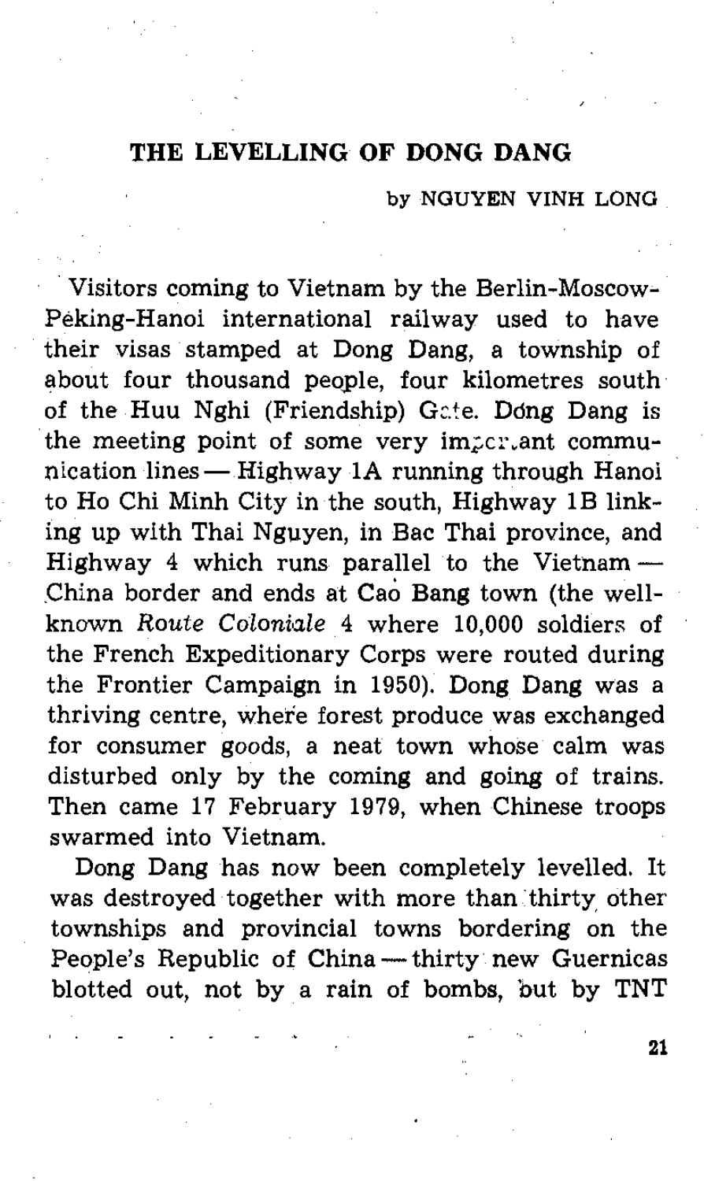## THE LEVELLING OF DONG DANG

by NGUYEN VINH LONG

Visitors coming to Vietnam by the Berlin-Moscow-Péking-Hanoi international railway used to have their visas stamped at Dong Dang, a township of about four thousand people, four kilometres south of the Huu Nghi (Friendship) Gate. Dong Dang is the meeting point of some very important communication lines — Highway 1A running through Hanoi to Ho Chi Minh City in the south, Highway 1B linking up with Thai Nguyen, in Bac Thai province, and Highway 4 which runs parallel to the Vietnam — China border and ends at Cao Bang town (the well-known *Route Coloniale* 4 where 10,000 soldiers of the French Expeditionary Corps were routed during the Frontier Campaign in 1950). Dong Dang was a thriving centre, where forest produce was exchanged for consumer goods, a neat town whose calm was disturbed only by the coming and going of trains. Then came 17 February 1979, when Chinese troops swarmed into Vietnam.

Dong Dang has now been completely levelled. It was destroyed together with more than thirty other townships and provincial towns bordering on the People's Republic of China — thirty new Guernicas blotted out, not by a rain of bombs, but by TNT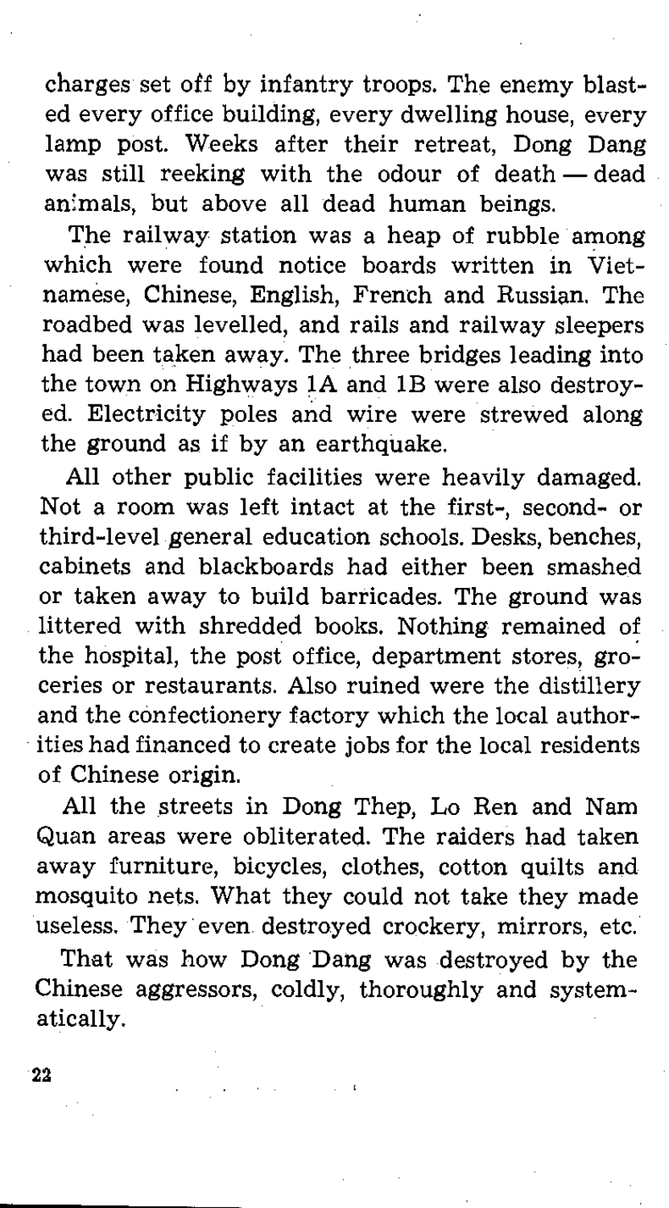charges set off by infantry troops. The enemy blasted every office building, every dwelling house, every lamp post. Weeks after their retreat, Dong Dang was still reeking with the odour of death — dead animals, but above all dead human beings.

The railway station was a heap of rubble among which were found notice boards written in Vietnamese, Chinese, English, French and Russian. The roadbed was levelled, and rails and railway sleepers had been taken away. The three bridges leading into the town on Highways 1A and 1B were also destroyed. Electricity poles and wire were strewed along the ground as if by an earthquake.

All other public facilities were heavily damaged. Not a room was left intact at the first-, second- or third-level general education schools. Desks, benches, cabinets and blackboards had either been smashed or taken away to build barricades. The ground was littered with shredded books. Nothing remained of the hospital, the post office, department stores, groceries or restaurants. Also ruined were the distillery and the confectionery factory which the local authorities had financed to create jobs for the local residents of Chinese origin.

All the streets in Dong Thep, Lo Ren and Nam Quan areas were obliterated. The raiders had taken away furniture, bicycles, clothes, cotton quilts and mosquito nets. What they could not take they made useless. They even destroyed crockery, mirrors, etc.

That was how Dong Dang was destroyed by the Chinese aggressors, coldly, thoroughly and systematically.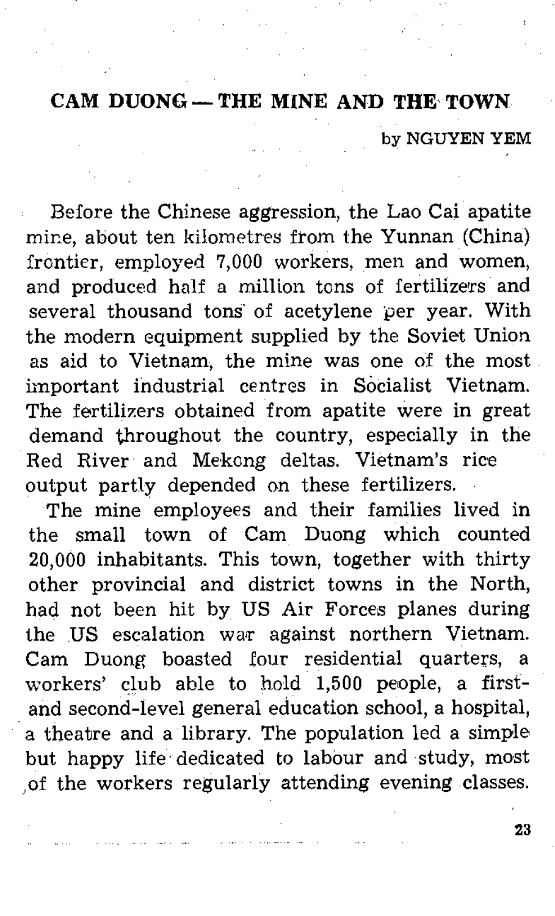## CAM DUONG — THE MINE AND THE TOWN

by NGUYEN YEM

Before the Chinese aggression, the Lao Cai apatite mine, about ten kilometres from the Yunnan (China) frontier, employed 7,000 workers, men and women, and produced half a million tons of fertilizers and several thousand tons of acetylene per year. With the modern equipment supplied by the Soviet Union as aid to Vietnam, the mine was one of the most important industrial centres in Socialist Vietnam. The fertilizers obtained from apatite were in great demand throughout the country, especially in the Red River and Mekong deltas. Vietnam's rice output partly depended on these fertilizers.

The mine employees and their families lived in the small town of Cam Duong which counted 20,000 inhabitants. This town, together with thirty other provincial and district towns in the North, had not been hit by US Air Forces planes during the US escalation war against northern Vietnam. Cam Duong boasted four residential quarters, a workers' club able to hold 1,500 people, a first- and second-level general education school, a hospital, a theatre and a library. The population led a simple but happy life dedicated to labour and study, most of the workers regularly attending evening classes.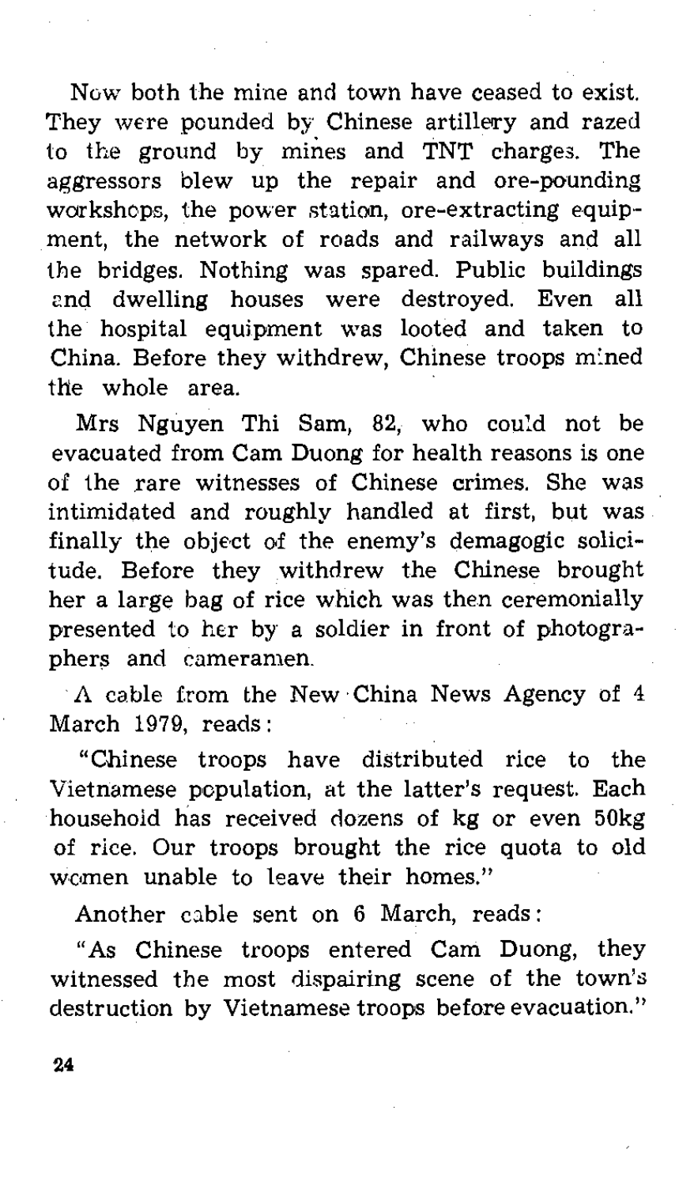Now both the mine and town have ceased to exist. They were pounded by Chinese artillery and razed to the ground by mines and TNT charges. The aggressors blew up the repair and ore-pounding workshops, the power station, ore-extracting equipment, the network of roads and railways and all the bridges. Nothing was spared. Public buildings and dwelling houses were destroyed. Even all the hospital equipment was looted and taken to China. Before they withdrew, Chinese troops mined the whole area.

Mrs Nguyen Thi Sam, 82, who could not be evacuated from Cam Duong for health reasons is one of the rare witnesses of Chinese crimes. She was intimidated and roughly handled at first, but was finally the object of the enemy's demagogic solicitude. Before they withdrew the Chinese brought her a large bag of rice which was then ceremonially presented to her by a soldier in front of photographers and cameramen.

A cable from the New China News Agency of 4 March 1979, reads:

"Chinese troops have distributed rice to the Vietnamese population, at the latter's request. Each household has received dozens of kg or even 50kg of rice. Our troops brought the rice quota to old women unable to leave their homes."

Another cable sent on 6 March, reads:

"As Chinese troops entered Cam Duong, they witnessed the most dispairing scene of the town's destruction by Vietnamese troops before evacuation."